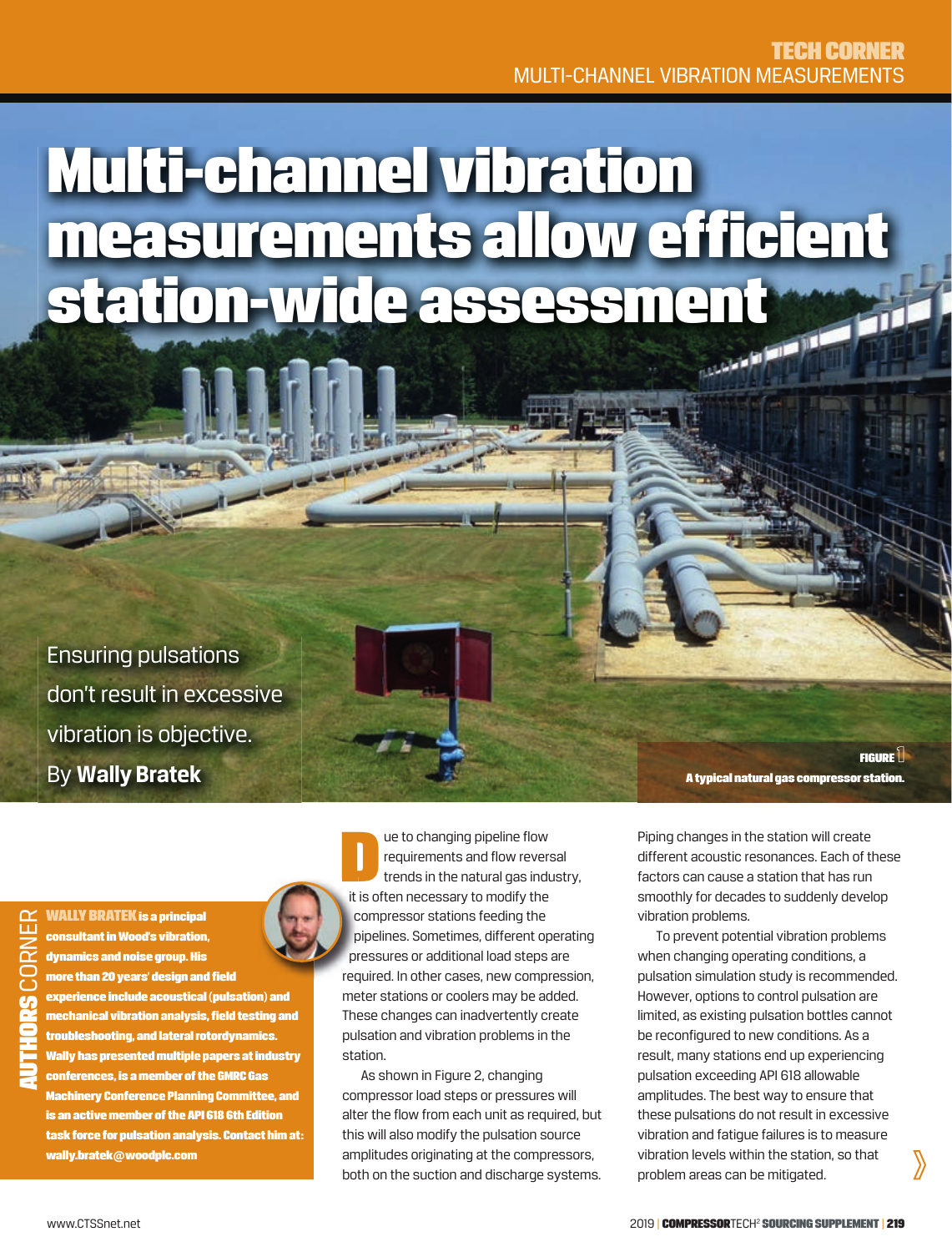# Multi-channel vibration measurements allow efficient station-wide assessment

Ensuring pulsations don't result in excessive vibration is objective.

By **Wally Bratek**

**FIGURE 1**
**A typical natural gas compressor station.**

**AUTHORS CORNER**

**WALLY BRATEK is a principal consultant in Wood's vibration, dynamics and noise group. His more than 20 years' design and field experience include acoustical (pulsation) and mechanical vibration analysis, field testing and troubleshooting, and lateral rotordynamics. Wally has presented multiple papers at industry conferences, is a member of the GMRC Gas Machinery Conference Planning Committee, and is an active member of the API 618 6th Edition task force for pulsation analysis. Contact him at: wally.bratek@woodplc.com**

Due to changing pipeline flow requirements and flow reversal trends in the natural gas industry, it is often necessary to modify the compressor stations feeding the pipelines. Sometimes, different operating pressures or additional load steps are required. In other cases, new compression, meter stations or coolers may be added. These changes can inadvertently create pulsation and vibration problems in the station.

As shown in Figure 2, changing compressor load steps or pressures will alter the flow from each unit as required, but this will also modify the pulsation source amplitudes originating at the compressors, both on the suction and discharge systems. Piping changes in the station will create different acoustic resonances. Each of these factors can cause a station that has run smoothly for decades to suddenly develop vibration problems.

To prevent potential vibration problems when changing operating conditions, a pulsation simulation study is recommended. However, options to control pulsation are limited, as existing pulsation bottles cannot be reconfigured to new conditions. As a result, many stations end up experiencing pulsation exceeding API 618 allowable amplitudes. The best way to ensure that these pulsations do not result in excessive vibration and fatigue failures is to measure vibration levels within the station, so that problem areas can be mitigated.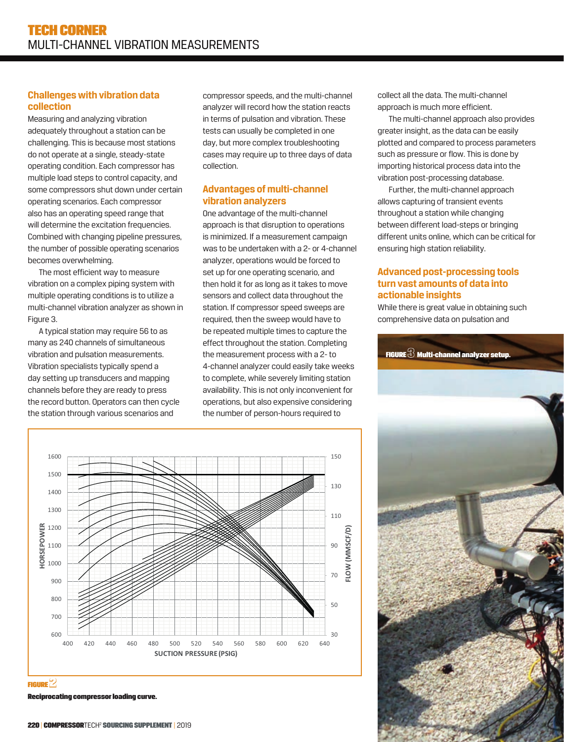## Challenges with vibration data collection

Measuring and analyzing vibration adequately throughout a station can be challenging. This is because most stations do not operate at a single, steady-state operating condition. Each compressor has multiple load steps to control capacity, and some compressors shut down under certain operating scenarios. Each compressor also has an operating speed range that will determine the excitation frequencies. Combined with changing pipeline pressures, the number of possible operating scenarios becomes overwhelming.

The most efficient way to measure vibration on a complex piping system with multiple operating conditions is to utilize a multi-channel vibration analyzer as shown in Figure 3.

A typical station may require 56 to as many as 240 channels of simultaneous vibration and pulsation measurements. Vibration specialists typically spend a day setting up transducers and mapping channels before they are ready to press the record button. Operators can then cycle the station through various scenarios and compressor speeds, and the multi-channel analyzer will record how the station reacts in terms of pulsation and vibration. These tests can usually be completed in one day, but more complex troubleshooting cases may require up to three days of data collection.

## Advantages of multi-channel vibration analyzers

One advantage of the multi-channel approach is that disruption to operations is minimized. If a measurement campaign was to be undertaken with a 2- or 4-channel analyzer, operations would be forced to set up for one operating scenario, and then hold it for as long as it takes to move sensors and collect data throughout the station. If compressor speed sweeps are required, then the sweep would have to be repeated multiple times to capture the effect throughout the station. Completing the measurement process with a 2- to 4-channel analyzer could easily take weeks to complete, while severely limiting station availability. This is not only inconvenient for operations, but also expensive considering the number of person-hours required to collect all the data. The multi-channel approach is much more efficient.

The multi-channel approach also provides greater insight, as the data can be easily plotted and compared to process parameters such as pressure or flow. This is done by importing historical process data into the vibration post-processing database.

Further, the multi-channel approach allows capturing of transient events throughout a station while changing between different load-steps or bringing different units online, which can be critical for ensuring high station reliability.

## Advanced post-processing tools turn vast amounts of data into actionable insights

While there is great value in obtaining such comprehensive data on pulsation and

FIGURE 3 Multi-channel analyzer setup.

FIGURE 2 Reciprocating compressor loading curve.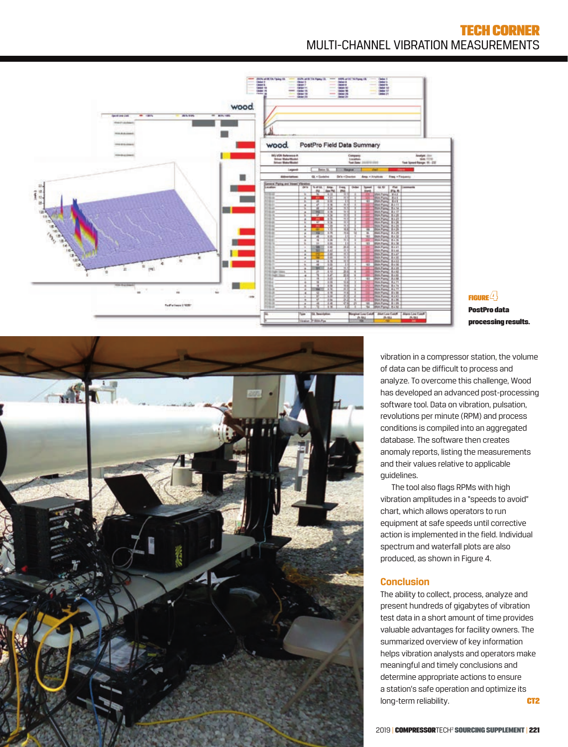FIGURE 4

PostPro data processing results.

vibration in a compressor station, the volume of data can be difficult to process and analyze. To overcome this challenge, Wood has developed an advanced post-processing software tool. Data on vibration, pulsation, revolutions per minute (RPM) and process conditions is compiled into an aggregated database. The software then creates anomaly reports, listing the measurements and their values relative to applicable guidelines.

The tool also flags RPMs with high vibration amplitudes in a "speeds to avoid" chart, which allows operators to run equipment at safe speeds until corrective action is implemented in the field. Individual spectrum and waterfall plots are also produced, as shown in Figure 4.

## Conclusion

The ability to collect, process, analyze and present hundreds of gigabytes of vibration test data in a short amount of time provides valuable advantages for facility owners. The summarized overview of key information helps vibration analysts and operators make meaningful and timely conclusions and determine appropriate actions to ensure a station's safe operation and optimize its long-term reliability. CT2